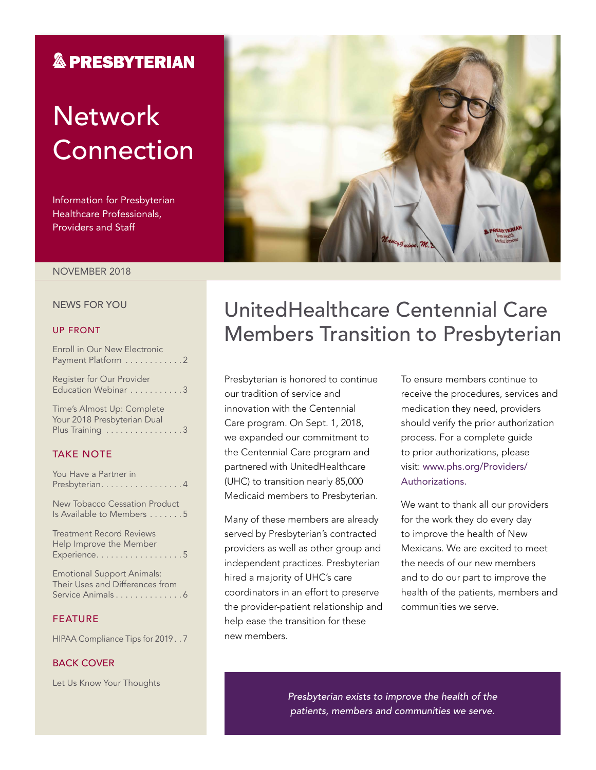# PRESBYTERIAN

# Network Connection

Information for Presbyterian Healthcare Professionals, Providers and Staff

NOVEMBER 2018

## NEWS FOR YOU

### UP FRONT

Enroll in Our New Electronic Payment Platform . . . . . . . . . . . 2

Register for Our Provider Education Webinar . . . . . . . . . . . 3

Time's Almost Up: Complete Your 2018 Presbyterian Dual Plus Training . . . . . . . . . . . . . . . . 3

### TAKE NOTE

You Have a Partner in Presbyterian. . . . . . . . . . . . . . . . . 4

New Tobacco Cessation Product Is Available to Members . . . . . . . 5

Treatment Record Reviews Help Improve the Member Experience. . . . . . . . . . . . . . . . . . 5

Emotional Support Animals: Their Uses and Differences from Service Animals . . . . . . . . . . . . . . 6

### FEATURE

HIPAA Compliance Tips for 2019 . . 7

### BACK COVER

Let Us Know Your Thoughts

# UnitedHealthcare Centennial Care Members Transition to Presbyterian

Presbyterian is honored to continue our tradition of service and innovation with the Centennial Care program. On Sept. 1, 2018, we expanded our commitment to the Centennial Care program and partnered with UnitedHealthcare (UHC) to transition nearly 85,000 Medicaid members to Presbyterian.

Many of these members are already served by Presbyterian's contracted providers as well as other group and independent practices. Presbyterian hired a majority of UHC's care coordinators in an effort to preserve the provider-patient relationship and help ease the transition for these new members.

To ensure members continue to receive the procedures, services and medication they need, providers should verify the prior authorization process. For a complete guide to prior authorizations, please visit: www.phs.org/Providers/Authorizations.

We want to thank all our providers for the work they do every day to improve the health of New Mexicans. We are excited to meet the needs of our new members and to do our part to improve the health of the patients, members and communities we serve.

*Presbyterian exists to improve the health of the patients, members and communities we serve.*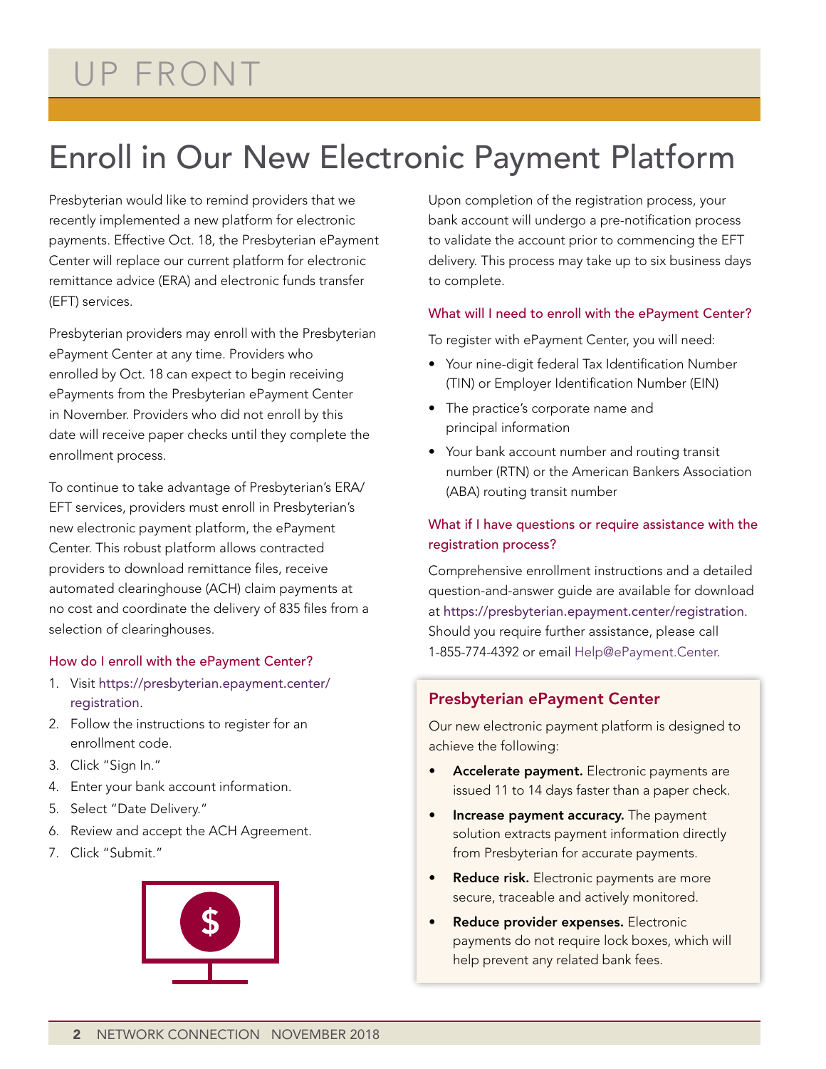# UP FRONT

## Enroll in Our New Electronic Payment Platform

Presbyterian would like to remind providers that we recently implemented a new platform for electronic payments. Effective Oct. 18, the Presbyterian ePayment Center will replace our current platform for electronic remittance advice (ERA) and electronic funds transfer (EFT) services.

Presbyterian providers may enroll with the Presbyterian ePayment Center at any time. Providers who enrolled by Oct. 18 can expect to begin receiving ePayments from the Presbyterian ePayment Center in November. Providers who did not enroll by this date will receive paper checks until they complete the enrollment process.

To continue to take advantage of Presbyterian's ERA/EFT services, providers must enroll in Presbyterian's new electronic payment platform, the ePayment Center. This robust platform allows contracted providers to download remittance files, receive automated clearinghouse (ACH) claim payments at no cost and coordinate the delivery of 835 files from a selection of clearinghouses.

### How do I enroll with the ePayment Center?

1. Visit https://presbyterian.epayment.center/registration.
2. Follow the instructions to register for an enrollment code.
3. Click "Sign In."
4. Enter your bank account information.
5. Select "Date Delivery."
6. Review and accept the ACH Agreement.
7. Click "Submit."

Upon completion of the registration process, your bank account will undergo a pre-notification process to validate the account prior to commencing the EFT delivery. This process may take up to six business days to complete.

### What will I need to enroll with the ePayment Center?

To register with ePayment Center, you will need:

- Your nine-digit federal Tax Identification Number (TIN) or Employer Identification Number (EIN)
- The practice's corporate name and principal information
- Your bank account number and routing transit number (RTN) or the American Bankers Association (ABA) routing transit number

### What if I have questions or require assistance with the registration process?

Comprehensive enrollment instructions and a detailed question-and-answer guide are available for download at https://presbyterian.epayment.center/registration. Should you require further assistance, please call 1-855-774-4392 or email Help@ePayment.Center.

### Presbyterian ePayment Center

Our new electronic payment platform is designed to achieve the following:

- **Accelerate payment.** Electronic payments are issued 11 to 14 days faster than a paper check.
- **Increase payment accuracy.** The payment solution extracts payment information directly from Presbyterian for accurate payments.
- **Reduce risk.** Electronic payments are more secure, traceable and actively monitored.
- **Reduce provider expenses.** Electronic payments do not require lock boxes, which will help prevent any related bank fees.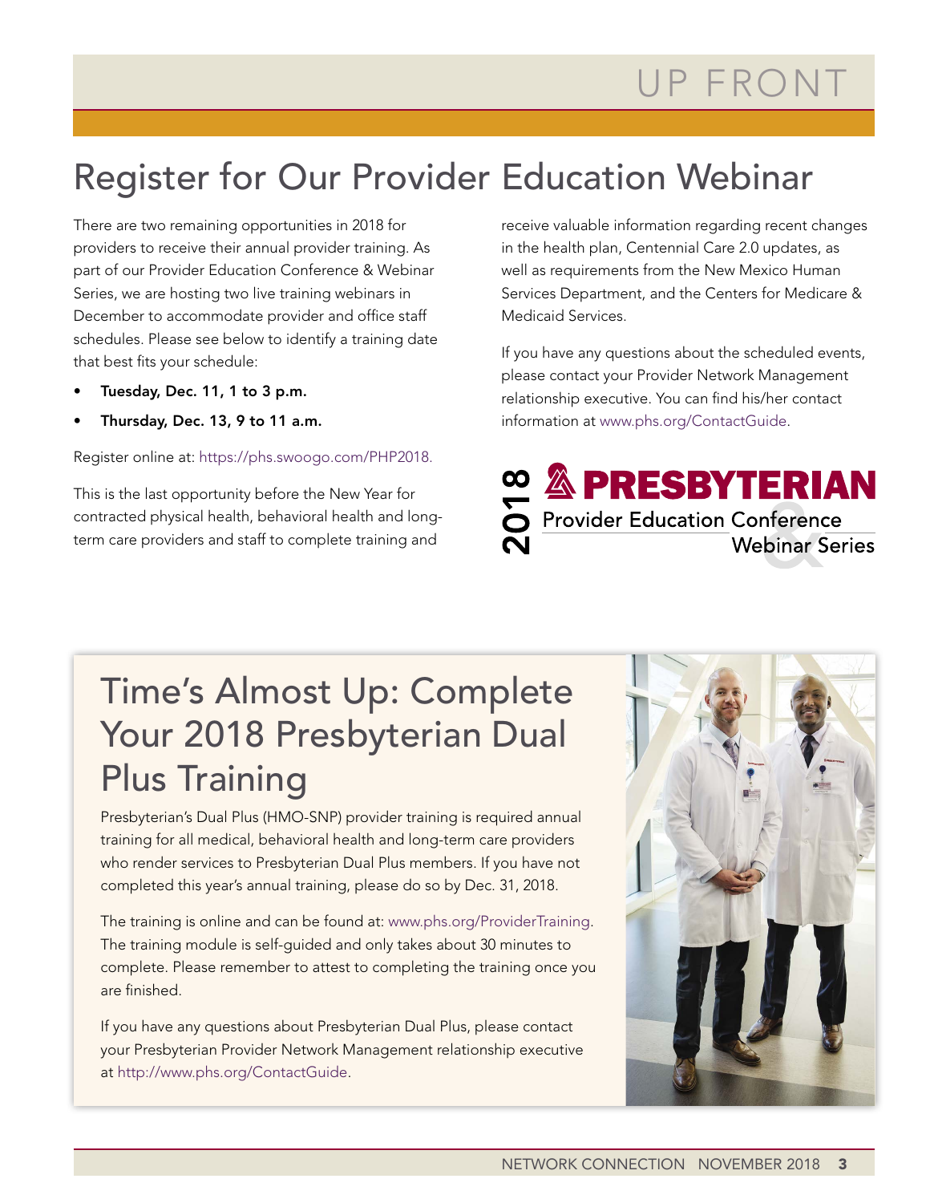# Register for Our Provider Education Webinar

There are two remaining opportunities in 2018 for providers to receive their annual provider training. As part of our Provider Education Conference & Webinar Series, we are hosting two live training webinars in December to accommodate provider and office staff schedules. Please see below to identify a training date that best fits your schedule:

- **Tuesday, Dec. 11, 1 to 3 p.m.**
- **Thursday, Dec. 13, 9 to 11 a.m.**

Register online at: https://phs.swoogo.com/PHP2018.

This is the last opportunity before the New Year for contracted physical health, behavioral health and long-term care providers and staff to complete training and receive valuable information regarding recent changes in the health plan, Centennial Care 2.0 updates, as well as requirements from the New Mexico Human Services Department, and the Centers for Medicare & Medicaid Services.

If you have any questions about the scheduled events, please contact your Provider Network Management relationship executive. You can find his/her contact information at www.phs.org/ContactGuide.

2018 PRESBYTERIAN Provider Education Conference & Webinar Series

## Time's Almost Up: Complete Your 2018 Presbyterian Dual Plus Training

Presbyterian's Dual Plus (HMO-SNP) provider training is required annual training for all medical, behavioral health and long-term care providers who render services to Presbyterian Dual Plus members. If you have not completed this year's annual training, please do so by Dec. 31, 2018.

The training is online and can be found at: www.phs.org/ProviderTraining. The training module is self-guided and only takes about 30 minutes to complete. Please remember to attest to completing the training once you are finished.

If you have any questions about Presbyterian Dual Plus, please contact your Presbyterian Provider Network Management relationship executive at http://www.phs.org/ContactGuide.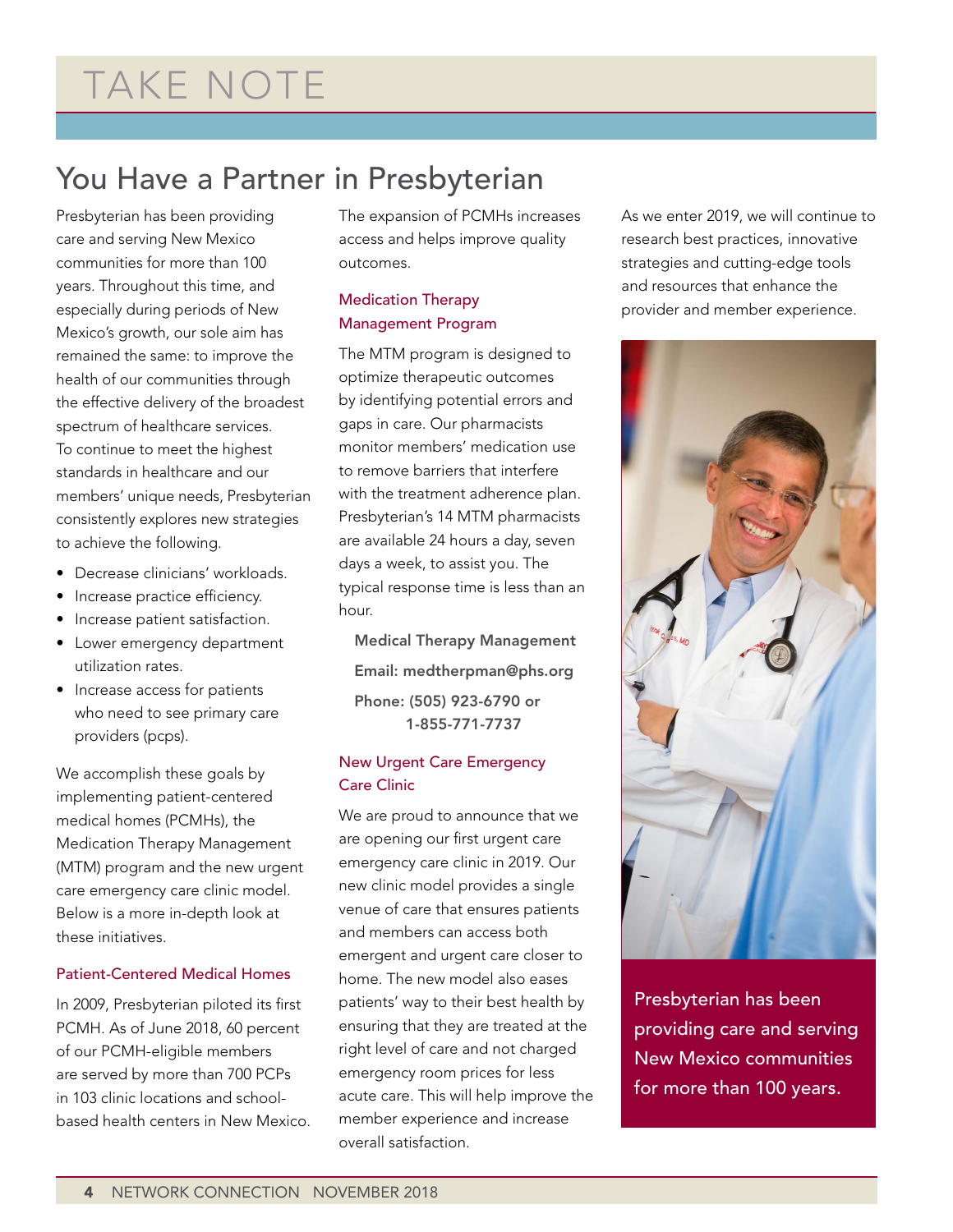# TAKE NOTE

## You Have a Partner in Presbyterian

Presbyterian has been providing care and serving New Mexico communities for more than 100 years. Throughout this time, and especially during periods of New Mexico's growth, our sole aim has remained the same: to improve the health of our communities through the effective delivery of the broadest spectrum of healthcare services. To continue to meet the highest standards in healthcare and our members' unique needs, Presbyterian consistently explores new strategies to achieve the following.

- Decrease clinicians' workloads.
- Increase practice efficiency.
- Increase patient satisfaction.
- Lower emergency department utilization rates.
- Increase access for patients who need to see primary care providers (pcps).

We accomplish these goals by implementing patient-centered medical homes (PCMHs), the Medication Therapy Management (MTM) program and the new urgent care emergency care clinic model. Below is a more in-depth look at these initiatives.

### Patient-Centered Medical Homes

In 2009, Presbyterian piloted its first PCMH. As of June 2018, 60 percent of our PCMH-eligible members are served by more than 700 PCPs in 103 clinic locations and school-based health centers in New Mexico. The expansion of PCMHs increases access and helps improve quality outcomes.

### Medication Therapy Management Program

The MTM program is designed to optimize therapeutic outcomes by identifying potential errors and gaps in care. Our pharmacists monitor members' medication use to remove barriers that interfere with the treatment adherence plan. Presbyterian's 14 MTM pharmacists are available 24 hours a day, seven days a week, to assist you. The typical response time is less than an hour.

**Medical Therapy Management**

**Email: medtherpman@phs.org**

**Phone: (505) 923-6790 or 1-855-771-7737**

### New Urgent Care Emergency Care Clinic

We are proud to announce that we are opening our first urgent care emergency care clinic in 2019. Our new clinic model provides a single venue of care that ensures patients and members can access both emergent and urgent care closer to home. The new model also eases patients' way to their best health by ensuring that they are treated at the right level of care and not charged emergency room prices for less acute care. This will help improve the member experience and increase overall satisfaction.

As we enter 2019, we will continue to research best practices, innovative strategies and cutting-edge tools and resources that enhance the provider and member experience.

Presbyterian has been providing care and serving New Mexico communities for more than 100 years.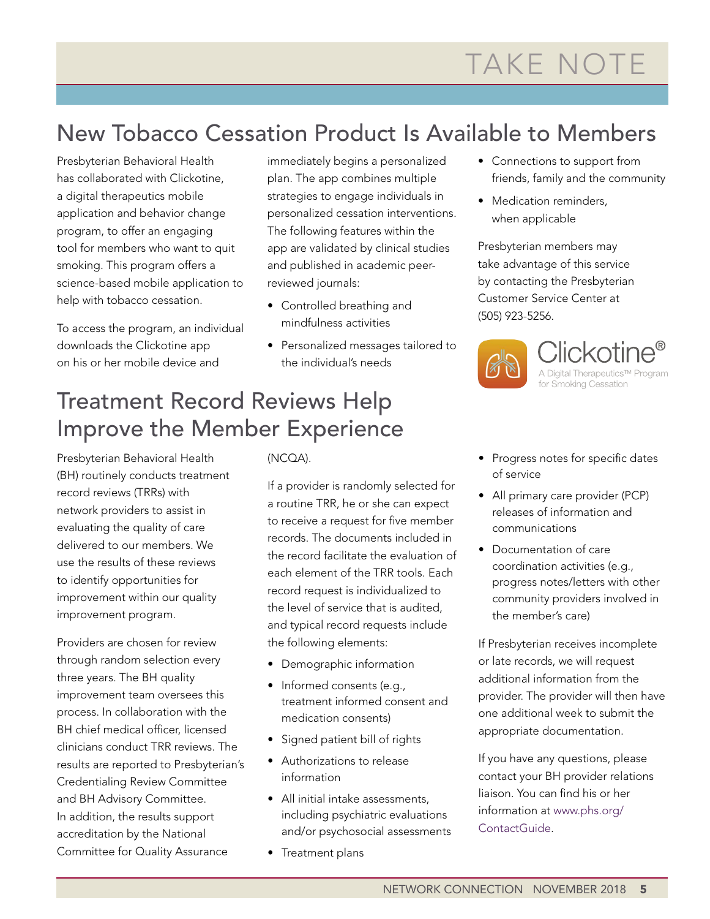# TAKE NOTE

## New Tobacco Cessation Product Is Available to Members

Presbyterian Behavioral Health has collaborated with Clickotine, a digital therapeutics mobile application and behavior change program, to offer an engaging tool for members who want to quit smoking. This program offers a science-based mobile application to help with tobacco cessation.

To access the program, an individual downloads the Clickotine app on his or her mobile device and immediately begins a personalized plan. The app combines multiple strategies to engage individuals in personalized cessation interventions. The following features within the app are validated by clinical studies and published in academic peer-reviewed journals:

- Controlled breathing and mindfulness activities
- Personalized messages tailored to the individual's needs
- Connections to support from friends, family and the community
- Medication reminders, when applicable

Presbyterian members may take advantage of this service by contacting the Presbyterian Customer Service Center at (505) 923-5256.

Clickotine®
A Digital Therapeutics™ Program for Smoking Cessation

## Treatment Record Reviews Help Improve the Member Experience

Presbyterian Behavioral Health (BH) routinely conducts treatment record reviews (TRRs) with network providers to assist in evaluating the quality of care delivered to our members. We use the results of these reviews to identify opportunities for improvement within our quality improvement program.

Providers are chosen for review through random selection every three years. The BH quality improvement team oversees this process. In collaboration with the BH chief medical officer, licensed clinicians conduct TRR reviews. The results are reported to Presbyterian's Credentialing Review Committee and BH Advisory Committee. In addition, the results support accreditation by the National Committee for Quality Assurance (NCQA).

If a provider is randomly selected for a routine TRR, he or she can expect to receive a request for five member records. The documents included in the record facilitate the evaluation of each element of the TRR tools. Each record request is individualized to the level of service that is audited, and typical record requests include the following elements:

- Demographic information
- Informed consents (e.g., treatment informed consent and medication consents)
- Signed patient bill of rights
- Authorizations to release information
- All initial intake assessments, including psychiatric evaluations and/or psychosocial assessments
- Treatment plans
- Progress notes for specific dates of service
- All primary care provider (PCP) releases of information and communications
- Documentation of care coordination activities (e.g., progress notes/letters with other community providers involved in the member's care)

If Presbyterian receives incomplete or late records, we will request additional information from the provider. The provider will then have one additional week to submit the appropriate documentation.

If you have any questions, please contact your BH provider relations liaison. You can find his or her information at www.phs.org/ContactGuide.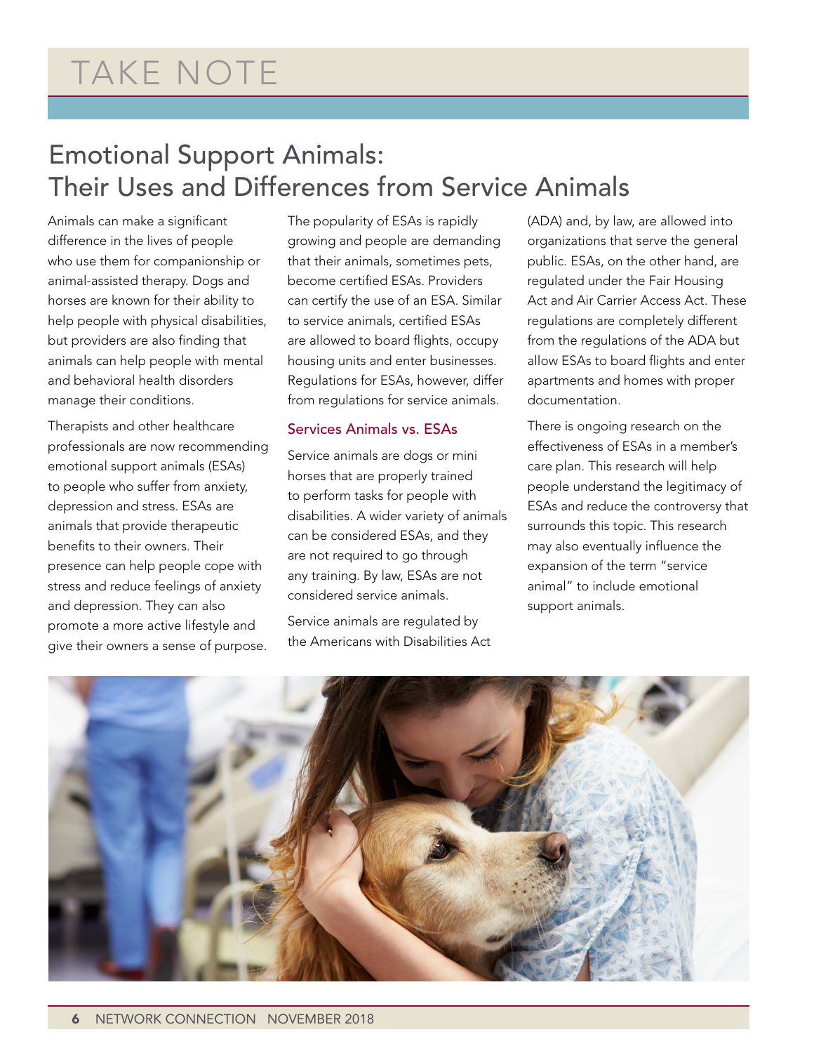# TAKE NOTE

## Emotional Support Animals: Their Uses and Differences from Service Animals

Animals can make a significant difference in the lives of people who use them for companionship or animal-assisted therapy. Dogs and horses are known for their ability to help people with physical disabilities, but providers are also finding that animals can help people with mental and behavioral health disorders manage their conditions.

Therapists and other healthcare professionals are now recommending emotional support animals (ESAs) to people who suffer from anxiety, depression and stress. ESAs are animals that provide therapeutic benefits to their owners. Their presence can help people cope with stress and reduce feelings of anxiety and depression. They can also promote a more active lifestyle and give their owners a sense of purpose.

The popularity of ESAs is rapidly growing and people are demanding that their animals, sometimes pets, become certified ESAs. Providers can certify the use of an ESA. Similar to service animals, certified ESAs are allowed to board flights, occupy housing units and enter businesses. Regulations for ESAs, however, differ from regulations for service animals.

### Services Animals vs. ESAs

Service animals are dogs or mini horses that are properly trained to perform tasks for people with disabilities. A wider variety of animals can be considered ESAs, and they are not required to go through any training. By law, ESAs are not considered service animals.

Service animals are regulated by the Americans with Disabilities Act (ADA) and, by law, are allowed into organizations that serve the general public. ESAs, on the other hand, are regulated under the Fair Housing Act and Air Carrier Access Act. These regulations are completely different from the regulations of the ADA but allow ESAs to board flights and enter apartments and homes with proper documentation.

There is ongoing research on the effectiveness of ESAs in a member's care plan. This research will help people understand the legitimacy of ESAs and reduce the controversy that surrounds this topic. This research may also eventually influence the expansion of the term "service animal" to include emotional support animals.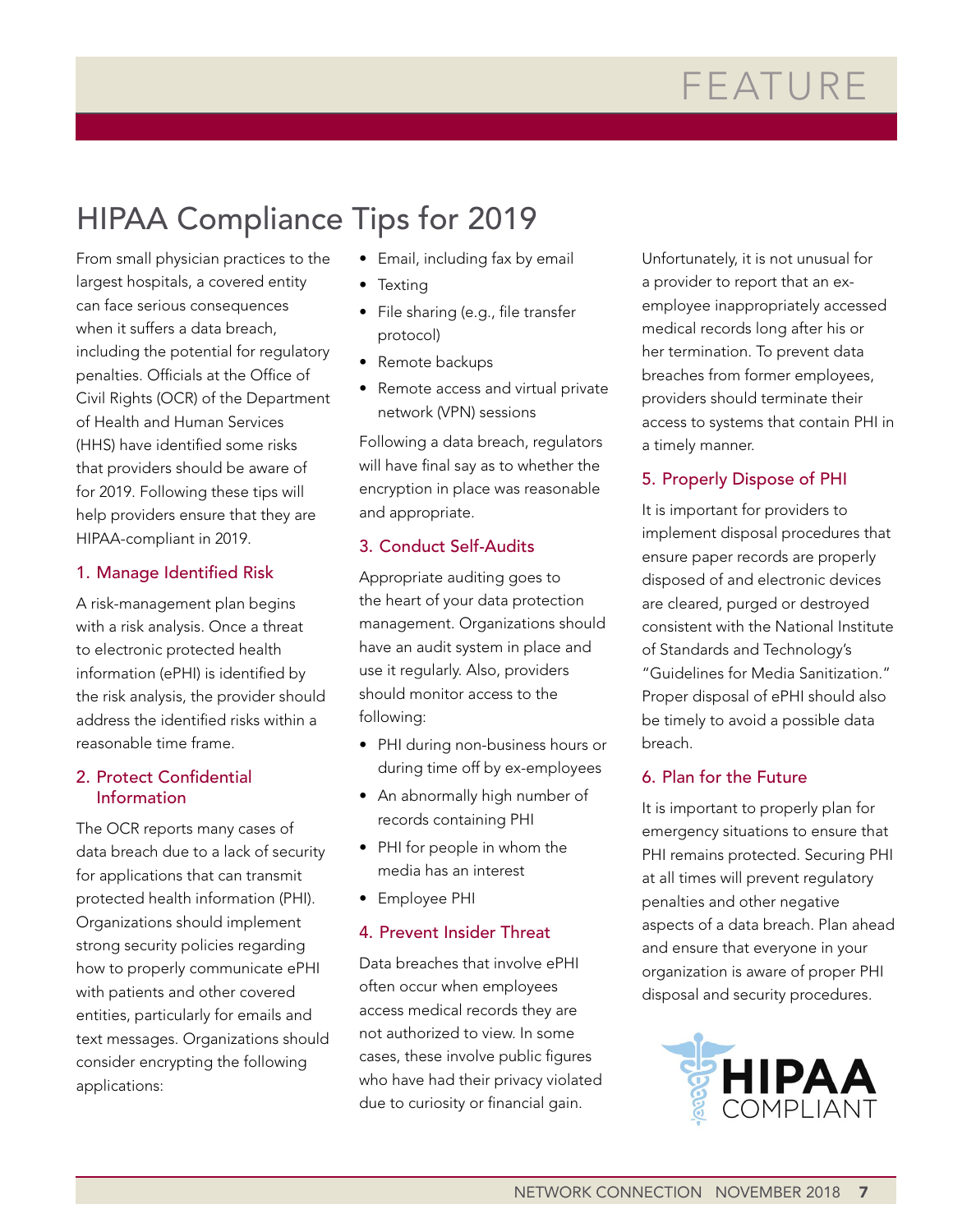# HIPAA Compliance Tips for 2019

From small physician practices to the largest hospitals, a covered entity can face serious consequences when it suffers a data breach, including the potential for regulatory penalties. Officials at the Office of Civil Rights (OCR) of the Department of Health and Human Services (HHS) have identified some risks that providers should be aware of for 2019. Following these tips will help providers ensure that they are HIPAA-compliant in 2019.

## 1. Manage Identified Risk

A risk-management plan begins with a risk analysis. Once a threat to electronic protected health information (ePHI) is identified by the risk analysis, the provider should address the identified risks within a reasonable time frame.

## 2. Protect Confidential Information

The OCR reports many cases of data breach due to a lack of security for applications that can transmit protected health information (PHI). Organizations should implement strong security policies regarding how to properly communicate ePHI with patients and other covered entities, particularly for emails and text messages. Organizations should consider encrypting the following applications:

- Email, including fax by email
- Texting
- File sharing (e.g., file transfer protocol)
- Remote backups
- Remote access and virtual private network (VPN) sessions

Following a data breach, regulators will have final say as to whether the encryption in place was reasonable and appropriate.

## 3. Conduct Self-Audits

Appropriate auditing goes to the heart of your data protection management. Organizations should have an audit system in place and use it regularly. Also, providers should monitor access to the following:

- PHI during non-business hours or during time off by ex-employees
- An abnormally high number of records containing PHI
- PHI for people in whom the media has an interest
- Employee PHI

## 4. Prevent Insider Threat

Data breaches that involve ePHI often occur when employees access medical records they are not authorized to view. In some cases, these involve public figures who have had their privacy violated due to curiosity or financial gain.

Unfortunately, it is not unusual for a provider to report that an ex-employee inappropriately accessed medical records long after his or her termination. To prevent data breaches from former employees, providers should terminate their access to systems that contain PHI in a timely manner.

## 5. Properly Dispose of PHI

It is important for providers to implement disposal procedures that ensure paper records are properly disposed of and electronic devices are cleared, purged or destroyed consistent with the National Institute of Standards and Technology's "Guidelines for Media Sanitization." Proper disposal of ePHI should also be timely to avoid a possible data breach.

## 6. Plan for the Future

It is important to properly plan for emergency situations to ensure that PHI remains protected. Securing PHI at all times will prevent regulatory penalties and other negative aspects of a data breach. Plan ahead and ensure that everyone in your organization is aware of proper PHI disposal and security procedures.

HIPAA COMPLIANT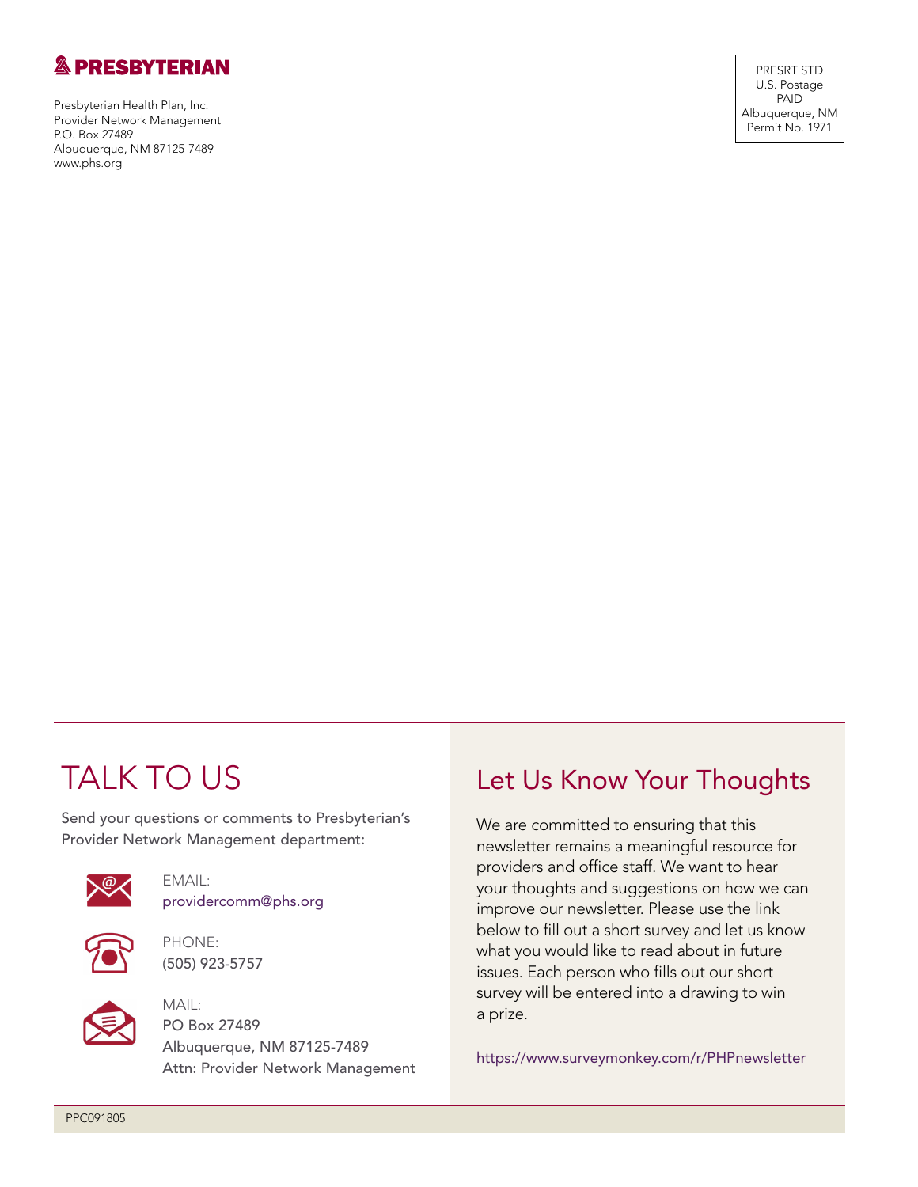**PRESBYTERIAN**

Presbyterian Health Plan, Inc.
Provider Network Management
P.O. Box 27489
Albuquerque, NM 87125-7489
www.phs.org

PRESRT STD
U.S. Postage
PAID
Albuquerque, NM
Permit No. 1971

# TALK TO US

Send your questions or comments to Presbyterian's Provider Network Management department:

EMAIL:
providercomm@phs.org

PHONE:
(505) 923-5757

MAIL:
PO Box 27489
Albuquerque, NM 87125-7489
Attn: Provider Network Management

## Let Us Know Your Thoughts

We are committed to ensuring that this newsletter remains a meaningful resource for providers and office staff. We want to hear your thoughts and suggestions on how we can improve our newsletter. Please use the link below to fill out a short survey and let us know what you would like to read about in future issues. Each person who fills out our short survey will be entered into a drawing to win a prize.

https://www.surveymonkey.com/r/PHPnewsletter

PPC091805